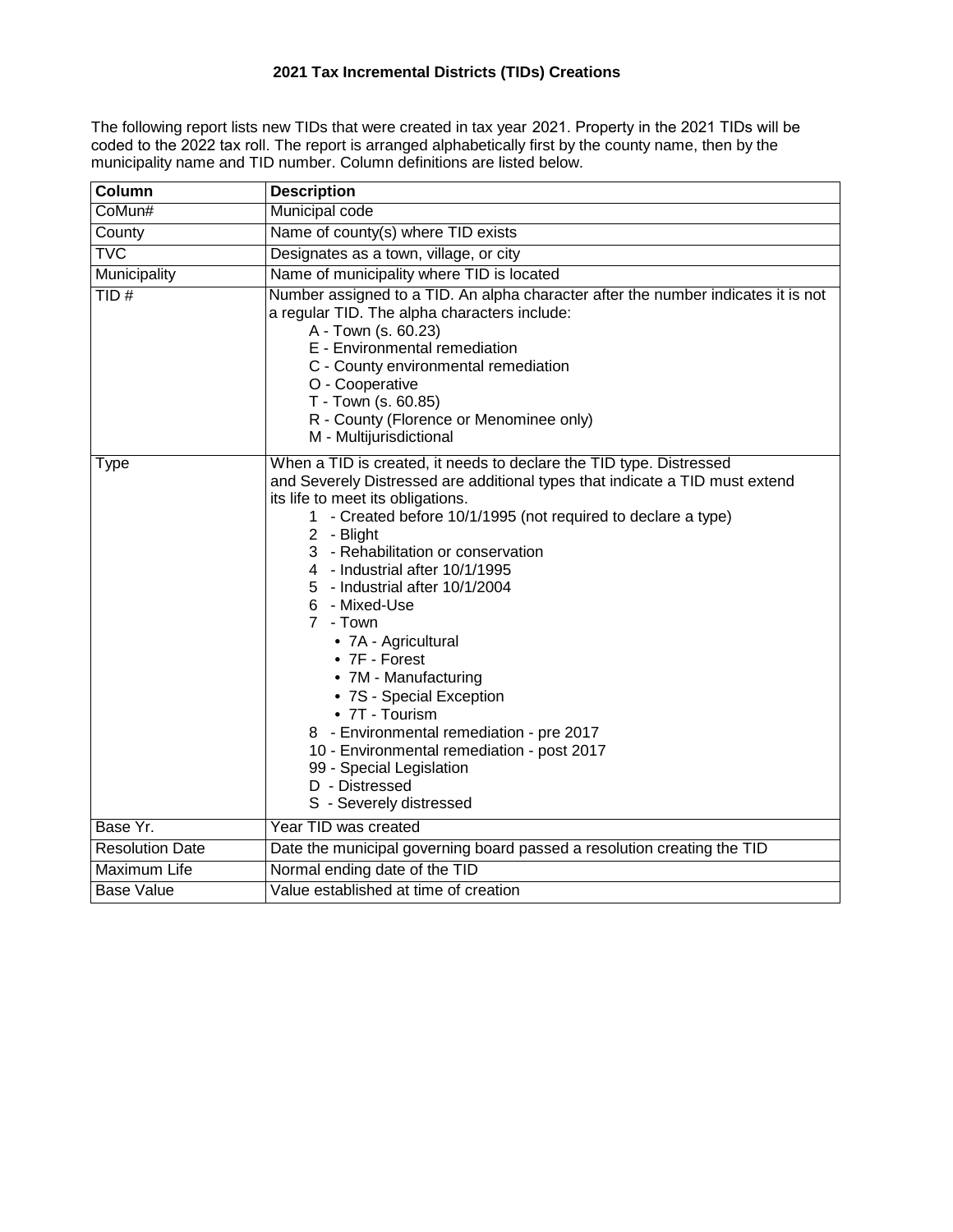# 2021 Tax Incremental Districts (TIDs) Creations

The following report lists new TIDs that were created in tax year 2021. Property in the 2021 TIDs will be coded to the 2022 tax roll. The report is arranged alphabetically first by the county name, then by the municipality name and TID number. Column definitions are listed below.

| Column | Description |
| --- | --- |
| CoMun# | Municipal code |
| County | Name of county(s) where TID exists |
| TVC | Designates as a town, village, or city |
| Municipality | Name of municipality where TID is located |
| TID # | Number assigned to a TID. An alpha character after the number indicates it is not a regular TID. The alpha characters include:<br>A - Town (s. 60.23)<br>E - Environmental remediation<br>C - County environmental remediation<br>O - Cooperative<br>T - Town (s. 60.85)<br>R - County (Florence or Menominee only)<br>M - Multijurisdictional |
| Type | When a TID is created, it needs to declare the TID type. Distressed and Severely Distressed are additional types that indicate a TID must extend its life to meet its obligations.<br>1 - Created before 10/1/1995 (not required to declare a type)<br>2 - Blight<br>3 - Rehabilitation or conservation<br>4 - Industrial after 10/1/1995<br>5 - Industrial after 10/1/2004<br>6 - Mixed-Use<br>7 - Town<br>• 7A - Agricultural<br>• 7F - Forest<br>• 7M - Manufacturing<br>• 7S - Special Exception<br>• 7T - Tourism<br>8 - Environmental remediation - pre 2017<br>10 - Environmental remediation - post 2017<br>99 - Special Legislation<br>D - Distressed<br>S - Severely distressed |
| Base Yr. | Year TID was created |
| Resolution Date | Date the municipal governing board passed a resolution creating the TID |
| Maximum Life | Normal ending date of the TID |
| Base Value | Value established at time of creation |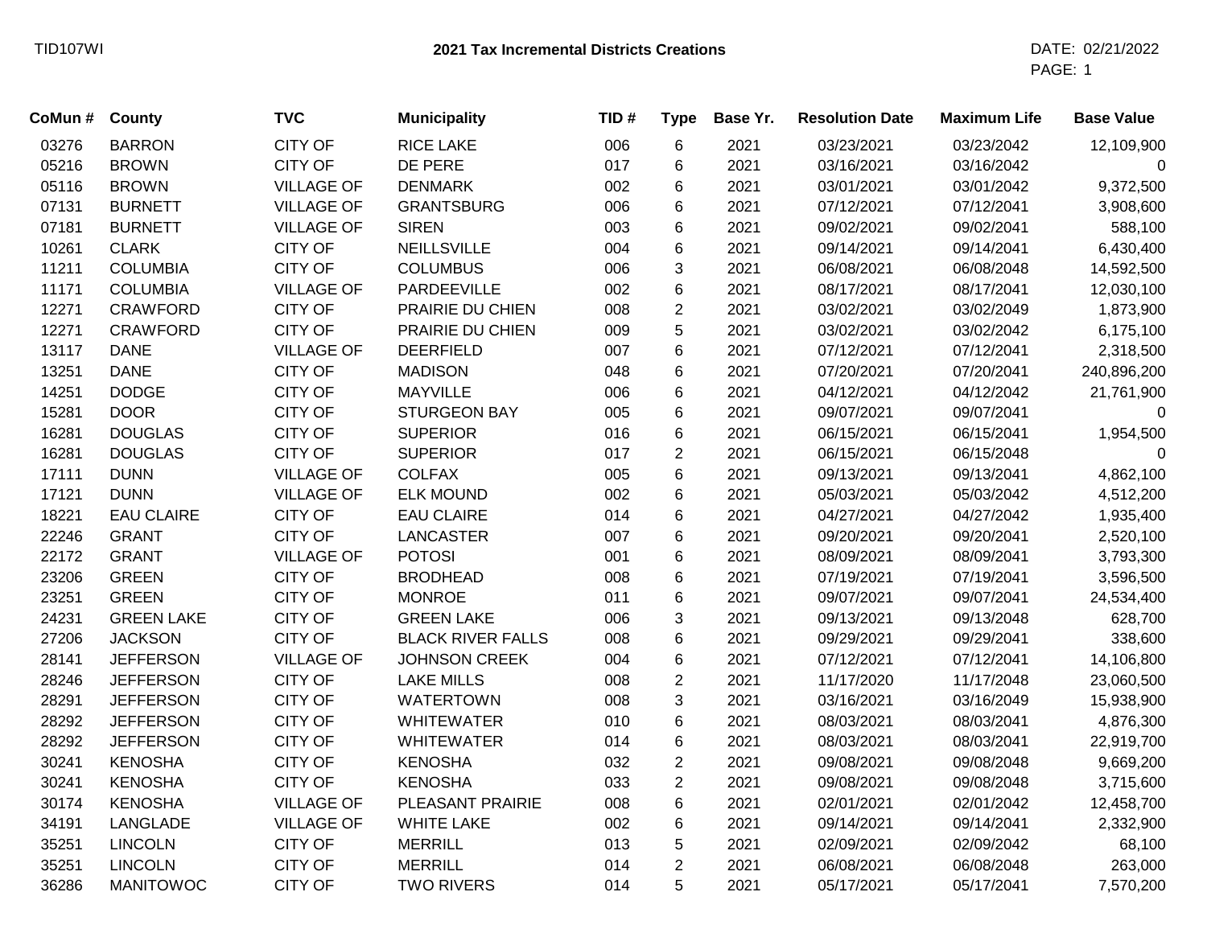# 2021 Tax Incremental Districts Creations

| CoMun # | County | TVC | Municipality | TID # | Type | Base Yr. | Resolution Date | Maximum Life | Base Value |
|---|---|---|---|---|---|---|---|---|---|
| 03276 | BARRON | CITY OF | RICE LAKE | 006 | 6 | 2021 | 03/23/2021 | 03/23/2042 | 12,109,900 |
| 05216 | BROWN | CITY OF | DE PERE | 017 | 6 | 2021 | 03/16/2021 | 03/16/2042 | 0 |
| 05116 | BROWN | VILLAGE OF | DENMARK | 002 | 6 | 2021 | 03/01/2021 | 03/01/2042 | 9,372,500 |
| 07131 | BURNETT | VILLAGE OF | GRANTSBURG | 006 | 6 | 2021 | 07/12/2021 | 07/12/2041 | 3,908,600 |
| 07181 | BURNETT | VILLAGE OF | SIREN | 003 | 6 | 2021 | 09/02/2021 | 09/02/2041 | 588,100 |
| 10261 | CLARK | CITY OF | NEILLSVILLE | 004 | 6 | 2021 | 09/14/2021 | 09/14/2041 | 6,430,400 |
| 11211 | COLUMBIA | CITY OF | COLUMBUS | 006 | 3 | 2021 | 06/08/2021 | 06/08/2048 | 14,592,500 |
| 11171 | COLUMBIA | VILLAGE OF | PARDEEVILLE | 002 | 6 | 2021 | 08/17/2021 | 08/17/2041 | 12,030,100 |
| 12271 | CRAWFORD | CITY OF | PRAIRIE DU CHIEN | 008 | 2 | 2021 | 03/02/2021 | 03/02/2049 | 1,873,900 |
| 12271 | CRAWFORD | CITY OF | PRAIRIE DU CHIEN | 009 | 5 | 2021 | 03/02/2021 | 03/02/2042 | 6,175,100 |
| 13117 | DANE | VILLAGE OF | DEERFIELD | 007 | 6 | 2021 | 07/12/2021 | 07/12/2041 | 2,318,500 |
| 13251 | DANE | CITY OF | MADISON | 048 | 6 | 2021 | 07/20/2021 | 07/20/2041 | 240,896,200 |
| 14251 | DODGE | CITY OF | MAYVILLE | 006 | 6 | 2021 | 04/12/2021 | 04/12/2042 | 21,761,900 |
| 15281 | DOOR | CITY OF | STURGEON BAY | 005 | 6 | 2021 | 09/07/2021 | 09/07/2041 | 0 |
| 16281 | DOUGLAS | CITY OF | SUPERIOR | 016 | 6 | 2021 | 06/15/2021 | 06/15/2041 | 1,954,500 |
| 16281 | DOUGLAS | CITY OF | SUPERIOR | 017 | 2 | 2021 | 06/15/2021 | 06/15/2048 | 0 |
| 17111 | DUNN | VILLAGE OF | COLFAX | 005 | 6 | 2021 | 09/13/2021 | 09/13/2041 | 4,862,100 |
| 17121 | DUNN | VILLAGE OF | ELK MOUND | 002 | 6 | 2021 | 05/03/2021 | 05/03/2042 | 4,512,200 |
| 18221 | EAU CLAIRE | CITY OF | EAU CLAIRE | 014 | 6 | 2021 | 04/27/2021 | 04/27/2042 | 1,935,400 |
| 22246 | GRANT | CITY OF | LANCASTER | 007 | 6 | 2021 | 09/20/2021 | 09/20/2041 | 2,520,100 |
| 22172 | GRANT | VILLAGE OF | POTOSI | 001 | 6 | 2021 | 08/09/2021 | 08/09/2041 | 3,793,300 |
| 23206 | GREEN | CITY OF | BRODHEAD | 008 | 6 | 2021 | 07/19/2021 | 07/19/2041 | 3,596,500 |
| 23251 | GREEN | CITY OF | MONROE | 011 | 6 | 2021 | 09/07/2021 | 09/07/2041 | 24,534,400 |
| 24231 | GREEN LAKE | CITY OF | GREEN LAKE | 006 | 3 | 2021 | 09/13/2021 | 09/13/2048 | 628,700 |
| 27206 | JACKSON | CITY OF | BLACK RIVER FALLS | 008 | 6 | 2021 | 09/29/2021 | 09/29/2041 | 338,600 |
| 28141 | JEFFERSON | VILLAGE OF | JOHNSON CREEK | 004 | 6 | 2021 | 07/12/2021 | 07/12/2041 | 14,106,800 |
| 28246 | JEFFERSON | CITY OF | LAKE MILLS | 008 | 2 | 2021 | 11/17/2020 | 11/17/2048 | 23,060,500 |
| 28291 | JEFFERSON | CITY OF | WATERTOWN | 008 | 3 | 2021 | 03/16/2021 | 03/16/2049 | 15,938,900 |
| 28292 | JEFFERSON | CITY OF | WHITEWATER | 010 | 6 | 2021 | 08/03/2021 | 08/03/2041 | 4,876,300 |
| 28292 | JEFFERSON | CITY OF | WHITEWATER | 014 | 6 | 2021 | 08/03/2021 | 08/03/2041 | 22,919,700 |
| 30241 | KENOSHA | CITY OF | KENOSHA | 032 | 2 | 2021 | 09/08/2021 | 09/08/2048 | 9,669,200 |
| 30241 | KENOSHA | CITY OF | KENOSHA | 033 | 2 | 2021 | 09/08/2021 | 09/08/2048 | 3,715,600 |
| 30174 | KENOSHA | VILLAGE OF | PLEASANT PRAIRIE | 008 | 6 | 2021 | 02/01/2021 | 02/01/2042 | 12,458,700 |
| 34191 | LANGLADE | VILLAGE OF | WHITE LAKE | 002 | 6 | 2021 | 09/14/2021 | 09/14/2041 | 2,332,900 |
| 35251 | LINCOLN | CITY OF | MERRILL | 013 | 5 | 2021 | 02/09/2021 | 02/09/2042 | 68,100 |
| 35251 | LINCOLN | CITY OF | MERRILL | 014 | 2 | 2021 | 06/08/2021 | 06/08/2048 | 263,000 |
| 36286 | MANITOWOC | CITY OF | TWO RIVERS | 014 | 5 | 2021 | 05/17/2021 | 05/17/2041 | 7,570,200 |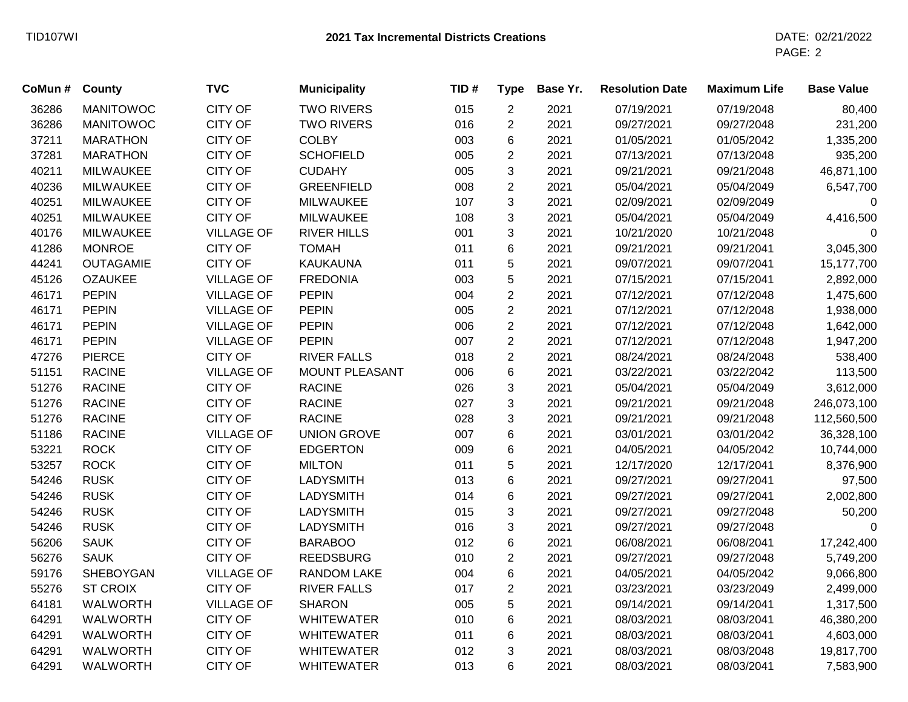## 2021 Tax Incremental Districts Creations

| CoMun # | County | TVC | Municipality | TID # | Type | Base Yr. | Resolution Date | Maximum Life | Base Value |
|---|---|---|---|---|---|---|---|---|---|
| 36286 | MANITOWOC | CITY OF | TWO RIVERS | 015 | 2 | 2021 | 07/19/2021 | 07/19/2048 | 80,400 |
| 36286 | MANITOWOC | CITY OF | TWO RIVERS | 016 | 2 | 2021 | 09/27/2021 | 09/27/2048 | 231,200 |
| 37211 | MARATHON | CITY OF | COLBY | 003 | 6 | 2021 | 01/05/2021 | 01/05/2042 | 1,335,200 |
| 37281 | MARATHON | CITY OF | SCHOFIELD | 005 | 2 | 2021 | 07/13/2021 | 07/13/2048 | 935,200 |
| 40211 | MILWAUKEE | CITY OF | CUDAHY | 005 | 3 | 2021 | 09/21/2021 | 09/21/2048 | 46,871,100 |
| 40236 | MILWAUKEE | CITY OF | GREENFIELD | 008 | 2 | 2021 | 05/04/2021 | 05/04/2049 | 6,547,700 |
| 40251 | MILWAUKEE | CITY OF | MILWAUKEE | 107 | 3 | 2021 | 02/09/2021 | 02/09/2049 | 0 |
| 40251 | MILWAUKEE | CITY OF | MILWAUKEE | 108 | 3 | 2021 | 05/04/2021 | 05/04/2049 | 4,416,500 |
| 40176 | MILWAUKEE | VILLAGE OF | RIVER HILLS | 001 | 3 | 2021 | 10/21/2020 | 10/21/2048 | 0 |
| 41286 | MONROE | CITY OF | TOMAH | 011 | 6 | 2021 | 09/21/2021 | 09/21/2041 | 3,045,300 |
| 44241 | OUTAGAMIE | CITY OF | KAUKAUNA | 011 | 5 | 2021 | 09/07/2021 | 09/07/2041 | 15,177,700 |
| 45126 | OZAUKEE | VILLAGE OF | FREDONIA | 003 | 5 | 2021 | 07/15/2021 | 07/15/2041 | 2,892,000 |
| 46171 | PEPIN | VILLAGE OF | PEPIN | 004 | 2 | 2021 | 07/12/2021 | 07/12/2048 | 1,475,600 |
| 46171 | PEPIN | VILLAGE OF | PEPIN | 005 | 2 | 2021 | 07/12/2021 | 07/12/2048 | 1,938,000 |
| 46171 | PEPIN | VILLAGE OF | PEPIN | 006 | 2 | 2021 | 07/12/2021 | 07/12/2048 | 1,642,000 |
| 46171 | PEPIN | VILLAGE OF | PEPIN | 007 | 2 | 2021 | 07/12/2021 | 07/12/2048 | 1,947,200 |
| 47276 | PIERCE | CITY OF | RIVER FALLS | 018 | 2 | 2021 | 08/24/2021 | 08/24/2048 | 538,400 |
| 51151 | RACINE | VILLAGE OF | MOUNT PLEASANT | 006 | 6 | 2021 | 03/22/2021 | 03/22/2042 | 113,500 |
| 51276 | RACINE | CITY OF | RACINE | 026 | 3 | 2021 | 05/04/2021 | 05/04/2049 | 3,612,000 |
| 51276 | RACINE | CITY OF | RACINE | 027 | 3 | 2021 | 09/21/2021 | 09/21/2048 | 246,073,100 |
| 51276 | RACINE | CITY OF | RACINE | 028 | 3 | 2021 | 09/21/2021 | 09/21/2048 | 112,560,500 |
| 51186 | RACINE | VILLAGE OF | UNION GROVE | 007 | 6 | 2021 | 03/01/2021 | 03/01/2042 | 36,328,100 |
| 53221 | ROCK | CITY OF | EDGERTON | 009 | 6 | 2021 | 04/05/2021 | 04/05/2042 | 10,744,000 |
| 53257 | ROCK | CITY OF | MILTON | 011 | 5 | 2021 | 12/17/2020 | 12/17/2041 | 8,376,900 |
| 54246 | RUSK | CITY OF | LADYSMITH | 013 | 6 | 2021 | 09/27/2021 | 09/27/2041 | 97,500 |
| 54246 | RUSK | CITY OF | LADYSMITH | 014 | 6 | 2021 | 09/27/2021 | 09/27/2041 | 2,002,800 |
| 54246 | RUSK | CITY OF | LADYSMITH | 015 | 3 | 2021 | 09/27/2021 | 09/27/2048 | 50,200 |
| 54246 | RUSK | CITY OF | LADYSMITH | 016 | 3 | 2021 | 09/27/2021 | 09/27/2048 | 0 |
| 56206 | SAUK | CITY OF | BARABOO | 012 | 6 | 2021 | 06/08/2021 | 06/08/2041 | 17,242,400 |
| 56276 | SAUK | CITY OF | REEDSBURG | 010 | 2 | 2021 | 09/27/2021 | 09/27/2048 | 5,749,200 |
| 59176 | SHEBOYGAN | VILLAGE OF | RANDOM LAKE | 004 | 6 | 2021 | 04/05/2021 | 04/05/2042 | 9,066,800 |
| 55276 | ST CROIX | CITY OF | RIVER FALLS | 017 | 2 | 2021 | 03/23/2021 | 03/23/2049 | 2,499,000 |
| 64181 | WALWORTH | VILLAGE OF | SHARON | 005 | 5 | 2021 | 09/14/2021 | 09/14/2041 | 1,317,500 |
| 64291 | WALWORTH | CITY OF | WHITEWATER | 010 | 6 | 2021 | 08/03/2021 | 08/03/2041 | 46,380,200 |
| 64291 | WALWORTH | CITY OF | WHITEWATER | 011 | 6 | 2021 | 08/03/2021 | 08/03/2041 | 4,603,000 |
| 64291 | WALWORTH | CITY OF | WHITEWATER | 012 | 3 | 2021 | 08/03/2021 | 08/03/2048 | 19,817,700 |
| 64291 | WALWORTH | CITY OF | WHITEWATER | 013 | 6 | 2021 | 08/03/2021 | 08/03/2041 | 7,583,900 |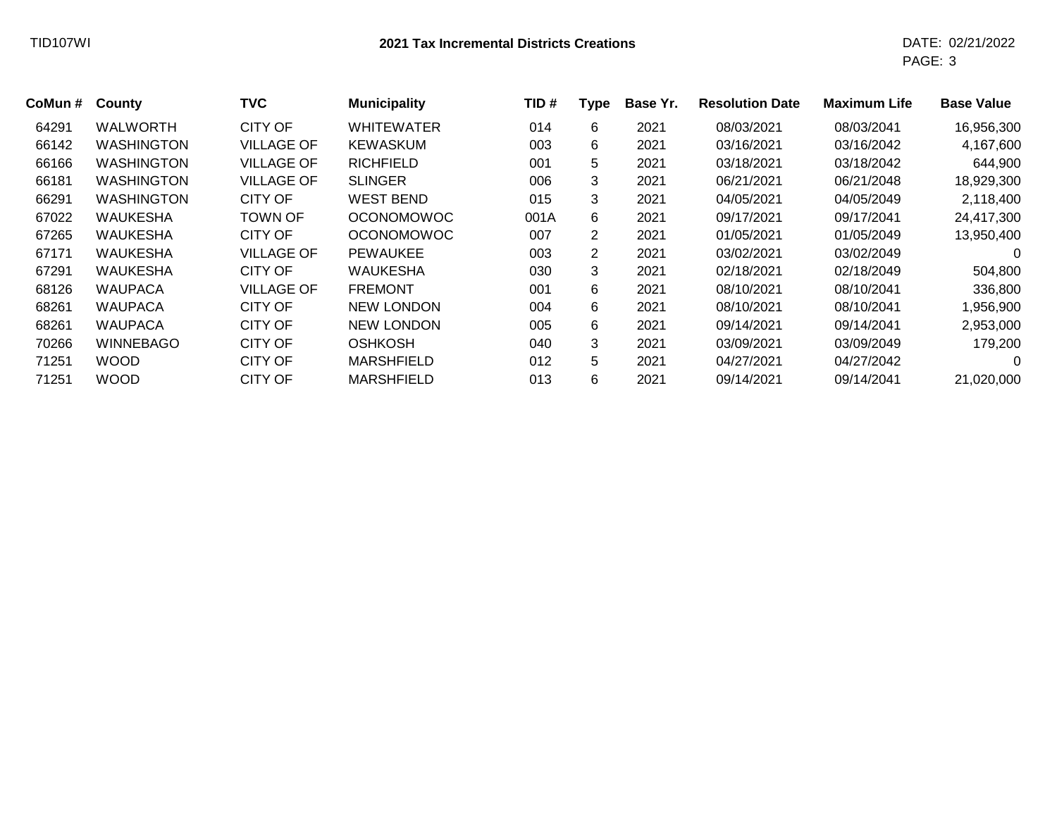| CoMun # | County | TVC | Municipality | TID # | Type | Base Yr. | Resolution Date | Maximum Life | Base Value |
|---|---|---|---|---|---|---|---|---|---|
| 64291 | WALWORTH | CITY OF | WHITEWATER | 014 | 6 | 2021 | 08/03/2021 | 08/03/2041 | 16,956,300 |
| 66142 | WASHINGTON | VILLAGE OF | KEWASKUM | 003 | 6 | 2021 | 03/16/2021 | 03/16/2042 | 4,167,600 |
| 66166 | WASHINGTON | VILLAGE OF | RICHFIELD | 001 | 5 | 2021 | 03/18/2021 | 03/18/2042 | 644,900 |
| 66181 | WASHINGTON | VILLAGE OF | SLINGER | 006 | 3 | 2021 | 06/21/2021 | 06/21/2048 | 18,929,300 |
| 66291 | WASHINGTON | CITY OF | WEST BEND | 015 | 3 | 2021 | 04/05/2021 | 04/05/2049 | 2,118,400 |
| 67022 | WAUKESHA | TOWN OF | OCONOMOWOC | 001A | 6 | 2021 | 09/17/2021 | 09/17/2041 | 24,417,300 |
| 67265 | WAUKESHA | CITY OF | OCONOMOWOC | 007 | 2 | 2021 | 01/05/2021 | 01/05/2049 | 13,950,400 |
| 67171 | WAUKESHA | VILLAGE OF | PEWAUKEE | 003 | 2 | 2021 | 03/02/2021 | 03/02/2049 | 0 |
| 67291 | WAUKESHA | CITY OF | WAUKESHA | 030 | 3 | 2021 | 02/18/2021 | 02/18/2049 | 504,800 |
| 68126 | WAUPACA | VILLAGE OF | FREMONT | 001 | 6 | 2021 | 08/10/2021 | 08/10/2041 | 336,800 |
| 68261 | WAUPACA | CITY OF | NEW LONDON | 004 | 6 | 2021 | 08/10/2021 | 08/10/2041 | 1,956,900 |
| 68261 | WAUPACA | CITY OF | NEW LONDON | 005 | 6 | 2021 | 09/14/2021 | 09/14/2041 | 2,953,000 |
| 70266 | WINNEBAGO | CITY OF | OSHKOSH | 040 | 3 | 2021 | 03/09/2021 | 03/09/2049 | 179,200 |
| 71251 | WOOD | CITY OF | MARSHFIELD | 012 | 5 | 2021 | 04/27/2021 | 04/27/2042 | 0 |
| 71251 | WOOD | CITY OF | MARSHFIELD | 013 | 6 | 2021 | 09/14/2021 | 09/14/2041 | 21,020,000 |